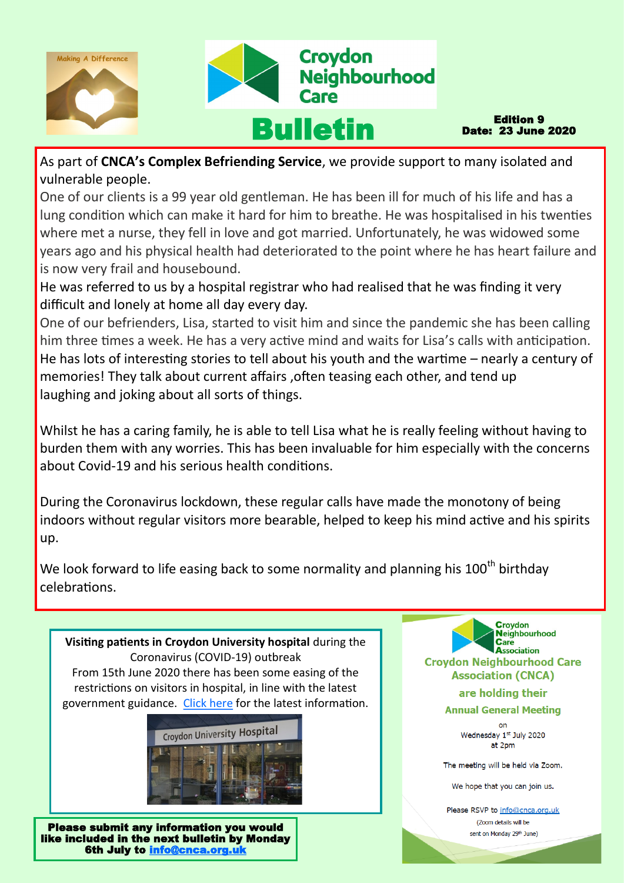Making A Difference

# Croydon Neighbourhood Care

# Bulletin

**Edition 9**
**Date: 23 June 2020**

As part of **CNCA's Complex Befriending Service**, we provide support to many isolated and vulnerable people.

One of our clients is a 99 year old gentleman. He has been ill for much of his life and has a lung condition which can make it hard for him to breathe. He was hospitalised in his twenties where met a nurse, they fell in love and got married. Unfortunately, he was widowed some years ago and his physical health had deteriorated to the point where he has heart failure and is now very frail and housebound.

He was referred to us by a hospital registrar who had realised that he was finding it very difficult and lonely at home all day every day.

One of our befrienders, Lisa, started to visit him and since the pandemic she has been calling him three times a week. He has a very active mind and waits for Lisa's calls with anticipation. He has lots of interesting stories to tell about his youth and the wartime – nearly a century of memories! They talk about current affairs ,often teasing each other, and tend up laughing and joking about all sorts of things.

Whilst he has a caring family, he is able to tell Lisa what he is really feeling without having to burden them with any worries. This has been invaluable for him especially with the concerns about Covid-19 and his serious health conditions.

During the Coronavirus lockdown, these regular calls have made the monotony of being indoors without regular visitors more bearable, helped to keep his mind active and his spirits up.

We look forward to life easing back to some normality and planning his 100th birthday celebrations.

**Visiting patients in Croydon University hospital** during the Coronavirus (COVID-19) outbreak
From 15th June 2020 there has been some easing of the restrictions on visitors in hospital, in line with the latest government guidance. Click here for the latest information.

Croydon University Hospital

**Please submit any information you would like included in the next bulletin by Monday 6th July to info@cnca.org.uk**

Croydon Neighbourhood Care Association

**Croydon Neighbourhood Care Association (CNCA)**

**are holding their**

**Annual General Meeting**

on
Wednesday 1st July 2020
at 2pm

The meeting will be held via Zoom.

We hope that you can join us.

Please RSVP to info@cnca.org.uk
(Zoom details will be sent on Monday 29th June)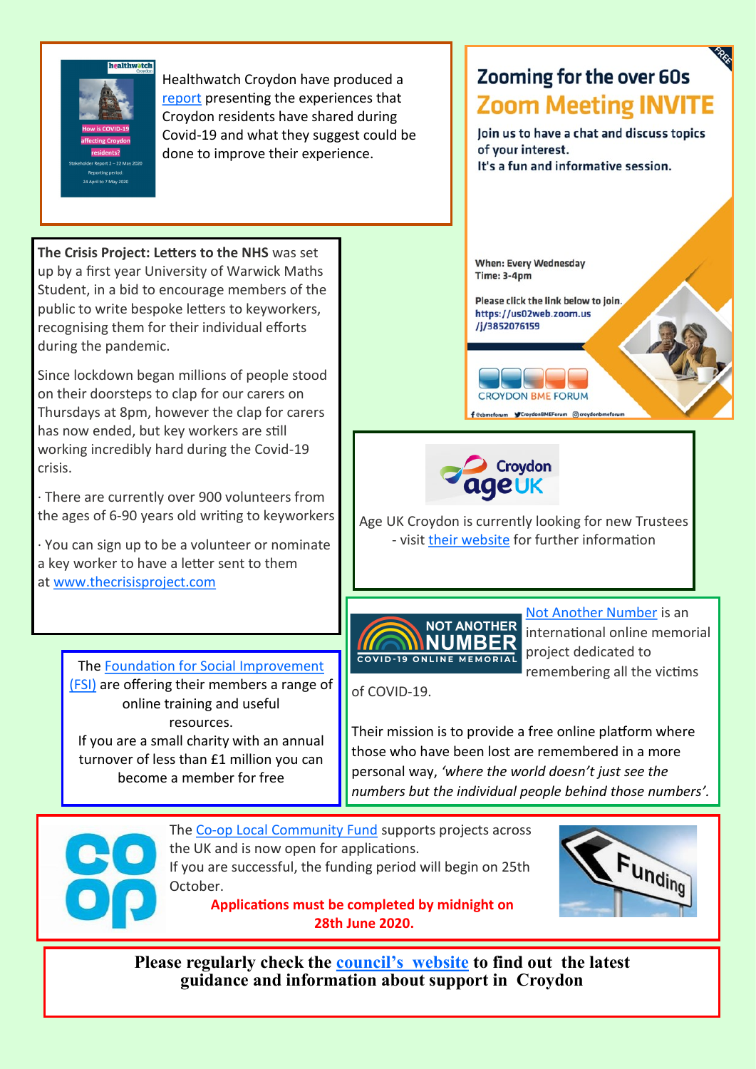Healthwatch Croydon have produced a report presenting the experiences that Croydon residents have shared during Covid-19 and what they suggest could be done to improve their experience.

## Zooming for the over 60s

## Zoom Meeting INVITE

Join us to have a chat and discuss topics of your interest.
It's a fun and informative session.

When: Every Wednesday
Time: 3-4pm

Please click the link below to join.
https://us02web.zoom.us/j/3852076159

CROYDON BME FORUM

**The Crisis Project: Letters to the NHS** was set up by a first year University of Warwick Maths Student, in a bid to encourage members of the public to write bespoke letters to keyworkers, recognising them for their individual efforts during the pandemic.

Since lockdown began millions of people stood on their doorsteps to clap for our carers on Thursdays at 8pm, however the clap for carers has now ended, but key workers are still working incredibly hard during the Covid-19 crisis.

· There are currently over 900 volunteers from the ages of 6-90 years old writing to keyworkers

· You can sign up to be a volunteer or nominate a key worker to have a letter sent to them at www.thecrisisproject.com

Age UK Croydon is currently looking for new Trustees - visit their website for further information

The Foundation for Social Improvement (FSI) are offering their members a range of online training and useful resources.
If you are a small charity with an annual turnover of less than £1 million you can become a member for free

Not Another Number is an international online memorial project dedicated to remembering all the victims of COVID-19.

Their mission is to provide a free online platform where those who have been lost are remembered in a more personal way, *'where the world doesn't just see the numbers but the individual people behind those numbers'*.

The Co-op Local Community Fund supports projects across the UK and is now open for applications.
If you are successful, the funding period will begin on 25th October.

**Applications must be completed by midnight on 28th June 2020.**

**Please regularly check the council's website to find out the latest guidance and information about support in Croydon**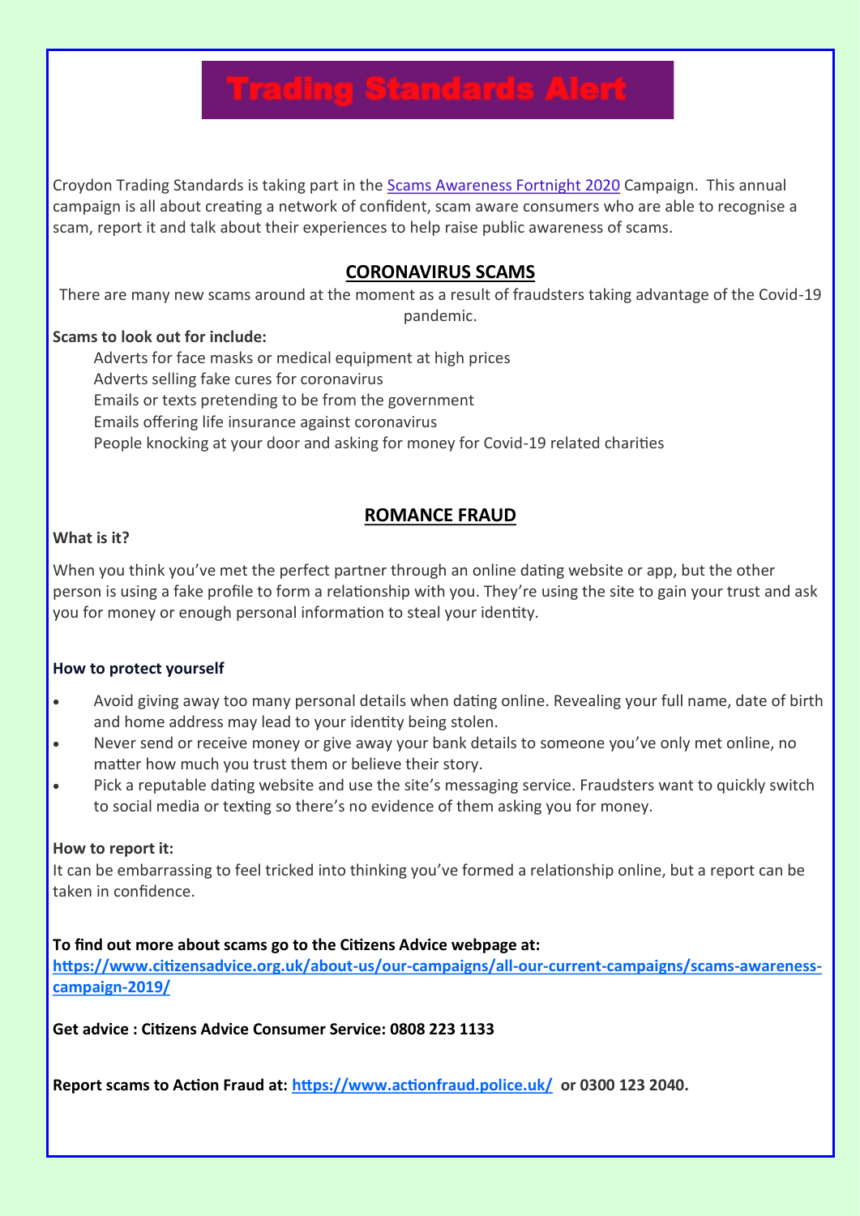# Trading Standards Alert

Croydon Trading Standards is taking part in the [Scams Awareness Fortnight 2020]() Campaign. This annual campaign is all about creating a network of confident, scam aware consumers who are able to recognise a scam, report it and talk about their experiences to help raise public awareness of scams.

## CORONAVIRUS SCAMS

There are many new scams around at the moment as a result of fraudsters taking advantage of the Covid-19 pandemic.

**Scams to look out for include:**

- Adverts for face masks or medical equipment at high prices
- Adverts selling fake cures for coronavirus
- Emails or texts pretending to be from the government
- Emails offering life insurance against coronavirus
- People knocking at your door and asking for money for Covid-19 related charities

## ROMANCE FRAUD

**What is it?**

When you think you've met the perfect partner through an online dating website or app, but the other person is using a fake profile to form a relationship with you. They're using the site to gain your trust and ask you for money or enough personal information to steal your identity.

**How to protect yourself**

- Avoid giving away too many personal details when dating online. Revealing your full name, date of birth and home address may lead to your identity being stolen.
- Never send or receive money or give away your bank details to someone you've only met online, no matter how much you trust them or believe their story.
- Pick a reputable dating website and use the site's messaging service. Fraudsters want to quickly switch to social media or texting so there's no evidence of them asking you for money.

**How to report it:**

It can be embarrassing to feel tricked into thinking you've formed a relationship online, but a report can be taken in confidence.

**To find out more about scams go to the Citizens Advice webpage at:**
**https://www.citizensadvice.org.uk/about-us/our-campaigns/all-our-current-campaigns/scams-awareness-campaign-2019/**

**Get advice : Citizens Advice Consumer Service: 0808 223 1133**

**Report scams to Action Fraud at: https://www.actionfraud.police.uk/ or 0300 123 2040.**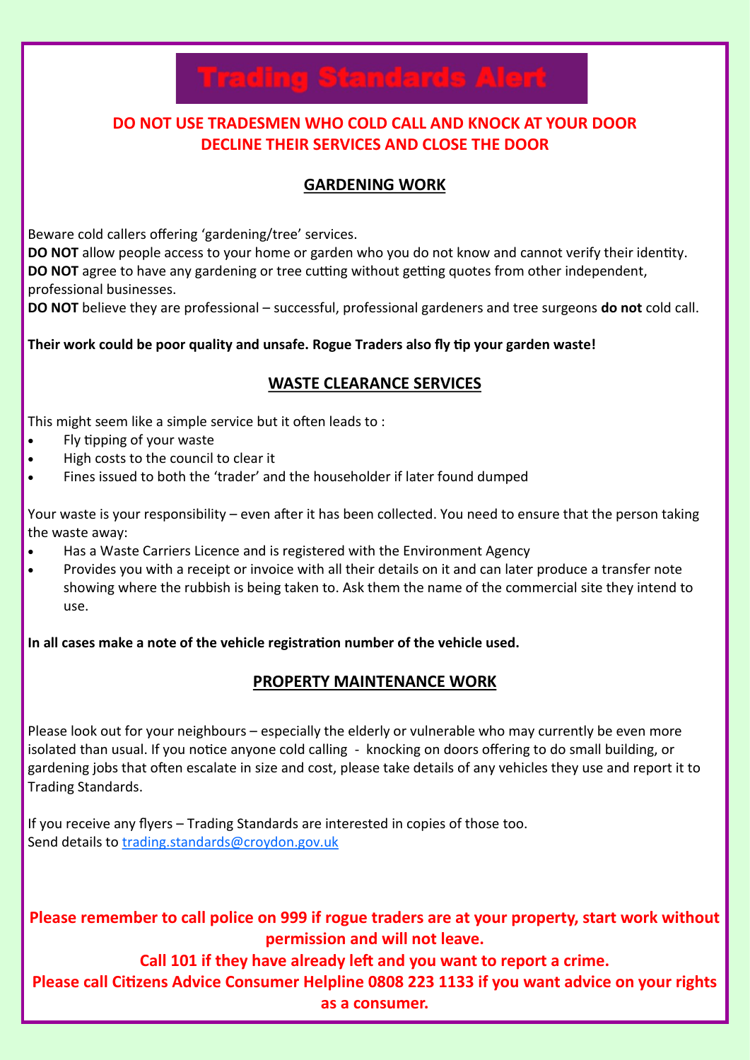# Trading Standards Alert

**DO NOT USE TRADESMEN WHO COLD CALL AND KNOCK AT YOUR DOOR**
**DECLINE THEIR SERVICES AND CLOSE THE DOOR**

## GARDENING WORK

Beware cold callers offering 'gardening/tree' services.
**DO NOT** allow people access to your home or garden who you do not know and cannot verify their identity.
**DO NOT** agree to have any gardening or tree cutting without getting quotes from other independent, professional businesses.
**DO NOT** believe they are professional – successful, professional gardeners and tree surgeons **do not** cold call.

**Their work could be poor quality and unsafe. Rogue Traders also fly tip your garden waste!**

## WASTE CLEARANCE SERVICES

This might seem like a simple service but it often leads to :

- Fly tipping of your waste
- High costs to the council to clear it
- Fines issued to both the 'trader' and the householder if later found dumped

Your waste is your responsibility – even after it has been collected. You need to ensure that the person taking the waste away:

- Has a Waste Carriers Licence and is registered with the Environment Agency
- Provides you with a receipt or invoice with all their details on it and can later produce a transfer note showing where the rubbish is being taken to. Ask them the name of the commercial site they intend to use.

**In all cases make a note of the vehicle registration number of the vehicle used.**

## PROPERTY MAINTENANCE WORK

Please look out for your neighbours – especially the elderly or vulnerable who may currently be even more isolated than usual. If you notice anyone cold calling - knocking on doors offering to do small building, or gardening jobs that often escalate in size and cost, please take details of any vehicles they use and report it to Trading Standards.

If you receive any flyers – Trading Standards are interested in copies of those too.
Send details to trading.standards@croydon.gov.uk

**Please remember to call police on 999 if rogue traders are at your property, start work without permission and will not leave.**
**Call 101 if they have already left and you want to report a crime.**
**Please call Citizens Advice Consumer Helpline 0808 223 1133 if you want advice on your rights as a consumer.**